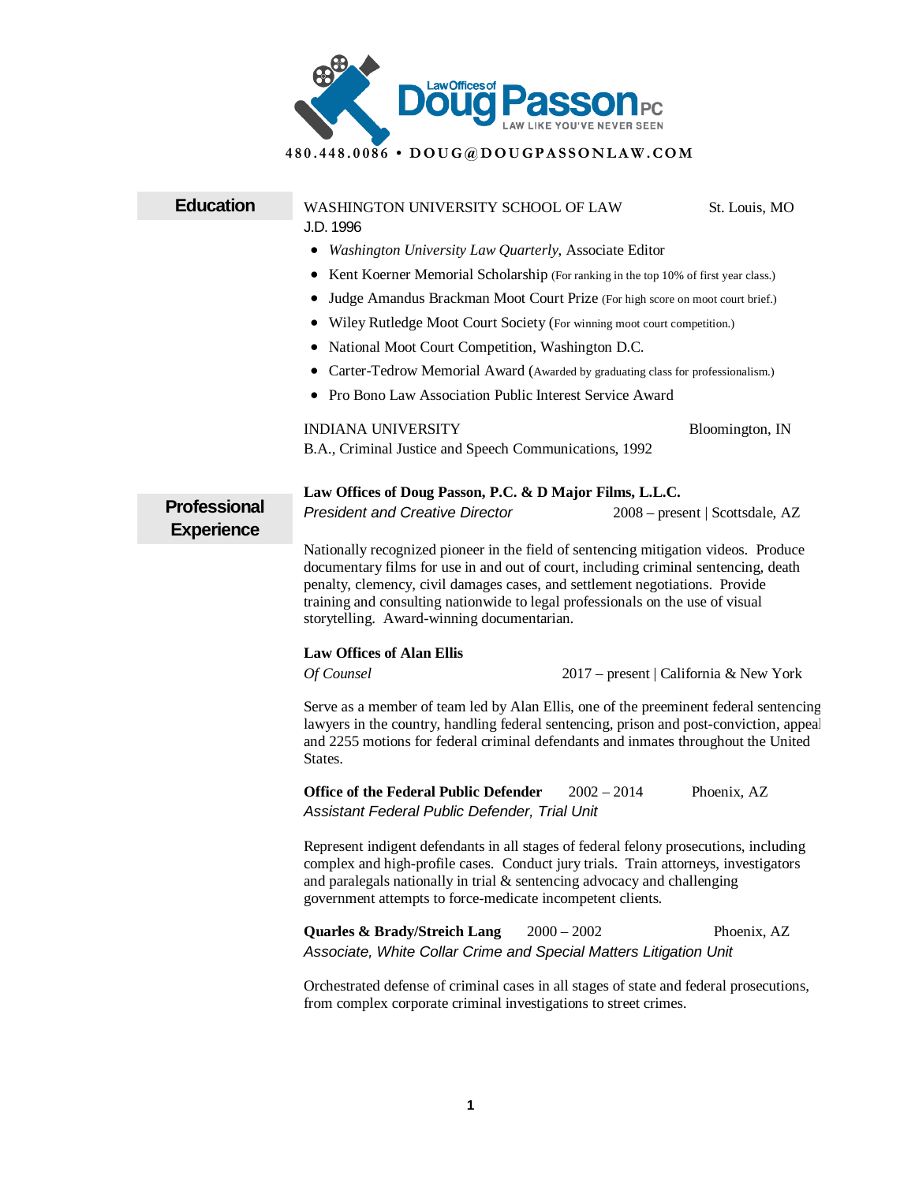# Law Offices of Doug Passon PC

LAW LIKE YOU'VE NEVER SEEN

480.448.0086 • DOUG@DOUGPASSONLAW.COM

## Education

WASHINGTON UNIVERSITY SCHOOL OF LAW — St. Louis, MO
J.D. 1996

- *Washington University Law Quarterly*, Associate Editor
- Kent Koerner Memorial Scholarship (For ranking in the top 10% of first year class.)
- Judge Amandus Brackman Moot Court Prize (For high score on moot court brief.)
- Wiley Rutledge Moot Court Society (For winning moot court competition.)
- National Moot Court Competition, Washington D.C.
- Carter-Tedrow Memorial Award (Awarded by graduating class for professionalism.)
- Pro Bono Law Association Public Interest Service Award

INDIANA UNIVERSITY — Bloomington, IN
B.A., Criminal Justice and Speech Communications, 1992

## Professional Experience

**Law Offices of Doug Passon, P.C. & D Major Films, L.L.C.**
*President and Creative Director* — 2008 – present | Scottsdale, AZ

Nationally recognized pioneer in the field of sentencing mitigation videos. Produce documentary films for use in and out of court, including criminal sentencing, death penalty, clemency, civil damages cases, and settlement negotiations. Provide training and consulting nationwide to legal professionals on the use of visual storytelling. Award-winning documentarian.

**Law Offices of Alan Ellis**
*Of Counsel* — 2017 – present | California & New York

Serve as a member of team led by Alan Ellis, one of the preeminent federal sentencing lawyers in the country, handling federal sentencing, prison and post-conviction, appeal and 2255 motions for federal criminal defendants and inmates throughout the United States.

**Office of the Federal Public Defender** — 2002 – 2014 — Phoenix, AZ
*Assistant Federal Public Defender, Trial Unit*

Represent indigent defendants in all stages of federal felony prosecutions, including complex and high-profile cases. Conduct jury trials. Train attorneys, investigators and paralegals nationally in trial & sentencing advocacy and challenging government attempts to force-medicate incompetent clients.

**Quarles & Brady/Streich Lang** — 2000 – 2002 — Phoenix, AZ
*Associate, White Collar Crime and Special Matters Litigation Unit*

Orchestrated defense of criminal cases in all stages of state and federal prosecutions, from complex corporate criminal investigations to street crimes.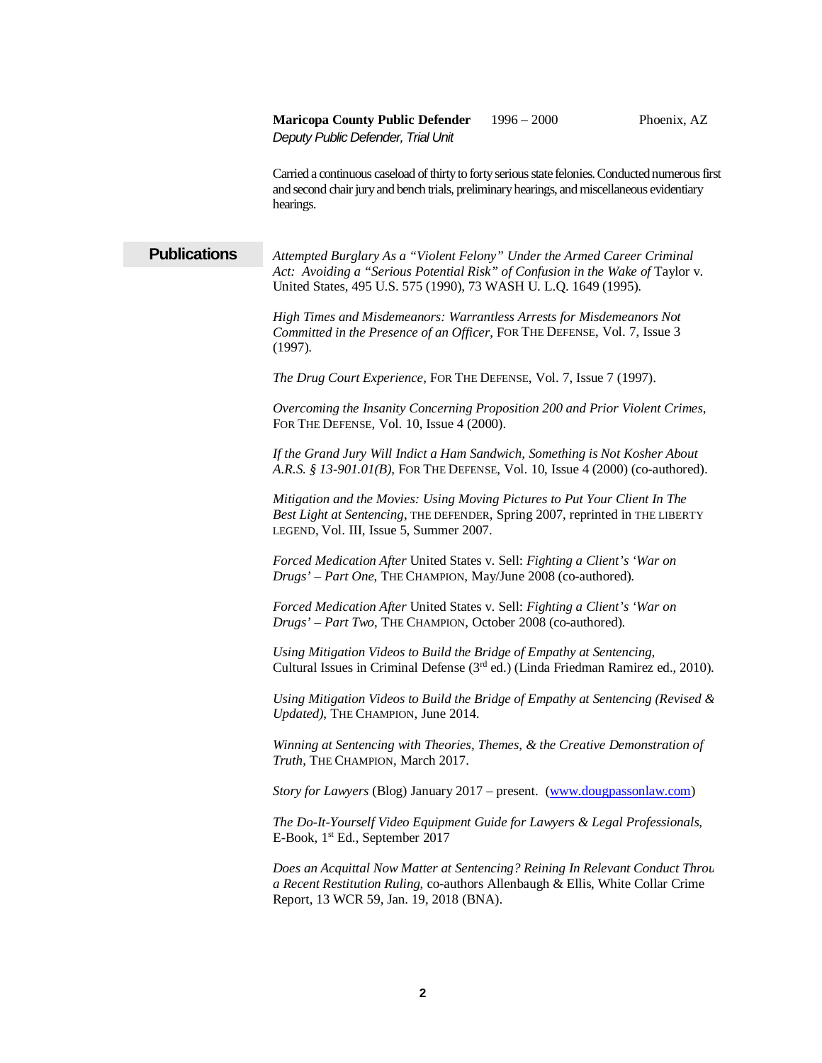**Maricopa County Public Defender** 1996 – 2000 Phoenix, AZ
*Deputy Public Defender, Trial Unit*

Carried a continuous caseload of thirty to forty serious state felonies. Conducted numerous first and second chair jury and bench trials, preliminary hearings, and miscellaneous evidentiary hearings.

## Publications

*Attempted Burglary As a "Violent Felony" Under the Armed Career Criminal Act: Avoiding a "Serious Potential Risk" of Confusion in the Wake of* Taylor v. United States, 495 U.S. 575 (1990), 73 WASH U. L.Q. 1649 (1995).

*High Times and Misdemeanors: Warrantless Arrests for Misdemeanors Not Committed in the Presence of an Officer*, FOR THE DEFENSE, Vol. 7, Issue 3 (1997).

*The Drug Court Experience*, FOR THE DEFENSE, Vol. 7, Issue 7 (1997).

*Overcoming the Insanity Concerning Proposition 200 and Prior Violent Crimes*, FOR THE DEFENSE, Vol. 10, Issue 4 (2000).

*If the Grand Jury Will Indict a Ham Sandwich, Something is Not Kosher About A.R.S. § 13-901.01(B)*, FOR THE DEFENSE, Vol. 10, Issue 4 (2000) (co-authored).

*Mitigation and the Movies: Using Moving Pictures to Put Your Client In The Best Light at Sentencing*, THE DEFENDER, Spring 2007, reprinted in THE LIBERTY LEGEND, Vol. III, Issue 5, Summer 2007.

*Forced Medication After* United States v. Sell: *Fighting a Client's 'War on Drugs' – Part One*, THE CHAMPION, May/June 2008 (co-authored).

*Forced Medication After* United States v. Sell: *Fighting a Client's 'War on Drugs' – Part Two*, THE CHAMPION, October 2008 (co-authored).

*Using Mitigation Videos to Build the Bridge of Empathy at Sentencing*, Cultural Issues in Criminal Defense (3rd ed.) (Linda Friedman Ramirez ed., 2010).

*Using Mitigation Videos to Build the Bridge of Empathy at Sentencing (Revised & Updated)*, THE CHAMPION, June 2014.

*Winning at Sentencing with Theories, Themes, & the Creative Demonstration of Truth*, THE CHAMPION, March 2017.

*Story for Lawyers* (Blog) January 2017 – present. ([www.dougpassonlaw.com](http://www.dougpassonlaw.com))

*The Do-It-Yourself Video Equipment Guide for Lawyers & Legal Professionals*, E-Book, 1st Ed., September 2017

*Does an Acquittal Now Matter at Sentencing? Reining In Relevant Conduct Throu a Recent Restitution Ruling*, co-authors Allenbaugh & Ellis, White Collar Crime Report, 13 WCR 59, Jan. 19, 2018 (BNA).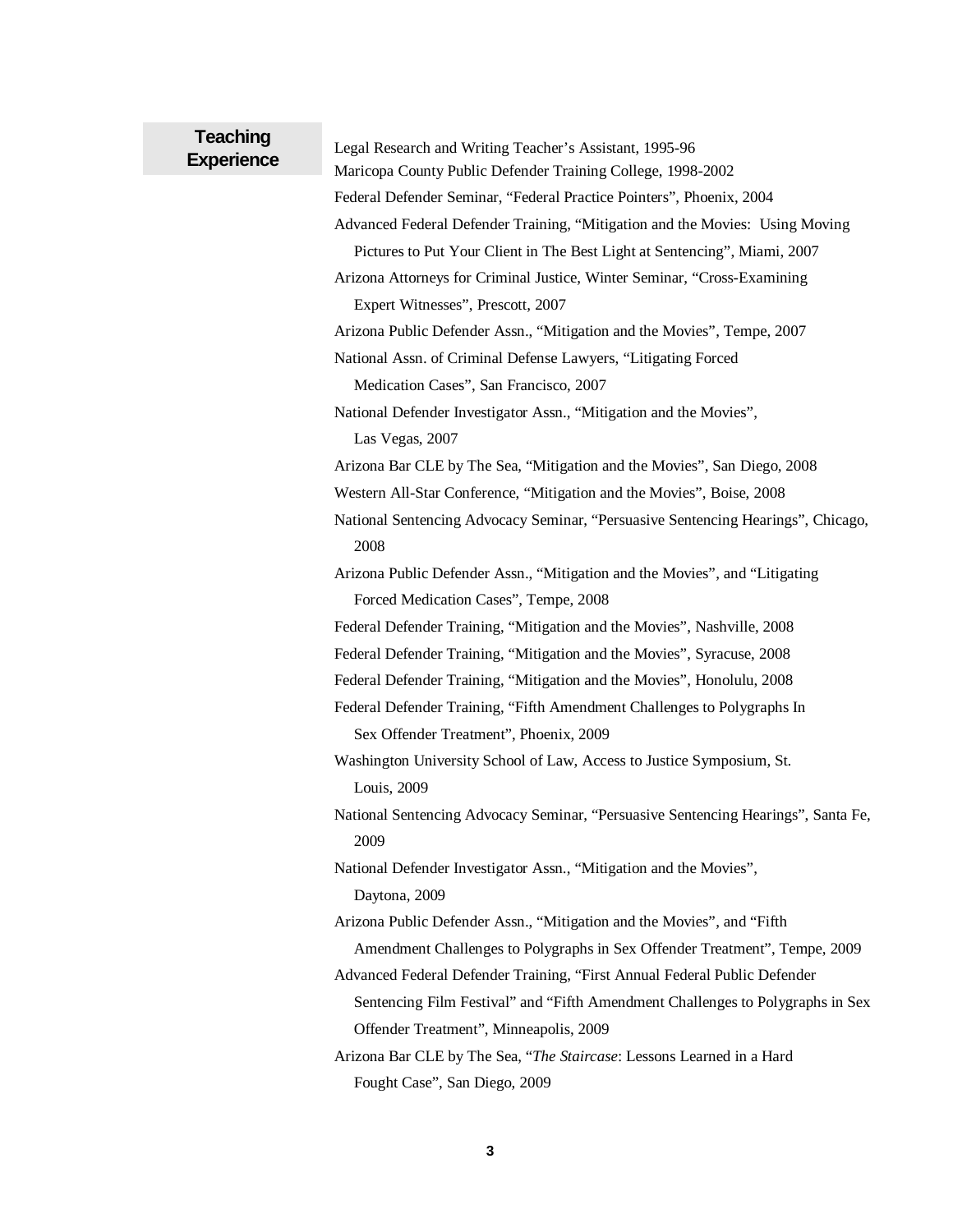## Teaching Experience

Legal Research and Writing Teacher's Assistant, 1995-96

Maricopa County Public Defender Training College, 1998-2002

Federal Defender Seminar, "Federal Practice Pointers", Phoenix, 2004

Advanced Federal Defender Training, "Mitigation and the Movies: Using Moving Pictures to Put Your Client in The Best Light at Sentencing", Miami, 2007

Arizona Attorneys for Criminal Justice, Winter Seminar, "Cross-Examining Expert Witnesses", Prescott, 2007

Arizona Public Defender Assn., "Mitigation and the Movies", Tempe, 2007

National Assn. of Criminal Defense Lawyers, "Litigating Forced Medication Cases", San Francisco, 2007

National Defender Investigator Assn., "Mitigation and the Movies", Las Vegas, 2007

Arizona Bar CLE by The Sea, "Mitigation and the Movies", San Diego, 2008

Western All-Star Conference, "Mitigation and the Movies", Boise, 2008

National Sentencing Advocacy Seminar, "Persuasive Sentencing Hearings", Chicago, 2008

Arizona Public Defender Assn., "Mitigation and the Movies", and "Litigating Forced Medication Cases", Tempe, 2008

Federal Defender Training, "Mitigation and the Movies", Nashville, 2008

Federal Defender Training, "Mitigation and the Movies", Syracuse, 2008

Federal Defender Training, "Mitigation and the Movies", Honolulu, 2008

Federal Defender Training, "Fifth Amendment Challenges to Polygraphs In Sex Offender Treatment", Phoenix, 2009

Washington University School of Law, Access to Justice Symposium, St. Louis, 2009

National Sentencing Advocacy Seminar, "Persuasive Sentencing Hearings", Santa Fe, 2009

National Defender Investigator Assn., "Mitigation and the Movies", Daytona, 2009

Arizona Public Defender Assn., "Mitigation and the Movies", and "Fifth Amendment Challenges to Polygraphs in Sex Offender Treatment", Tempe, 2009

Advanced Federal Defender Training, "First Annual Federal Public Defender Sentencing Film Festival" and "Fifth Amendment Challenges to Polygraphs in Sex Offender Treatment", Minneapolis, 2009

Arizona Bar CLE by The Sea, "*The Staircase*: Lessons Learned in a Hard Fought Case", San Diego, 2009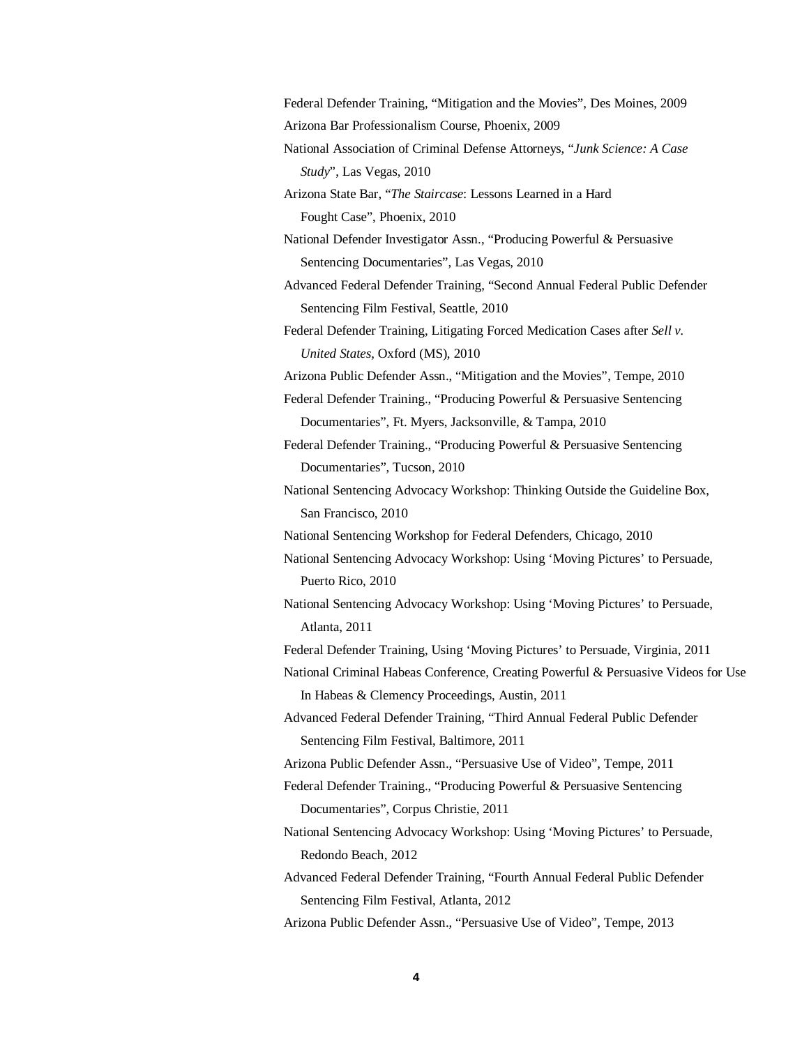Federal Defender Training, "Mitigation and the Movies", Des Moines, 2009

Arizona Bar Professionalism Course, Phoenix, 2009

National Association of Criminal Defense Attorneys, "*Junk Science: A Case Study*", Las Vegas, 2010

Arizona State Bar, "*The Staircase*: Lessons Learned in a Hard Fought Case", Phoenix, 2010

National Defender Investigator Assn., "Producing Powerful & Persuasive Sentencing Documentaries", Las Vegas, 2010

Advanced Federal Defender Training, "Second Annual Federal Public Defender Sentencing Film Festival, Seattle, 2010

Federal Defender Training, Litigating Forced Medication Cases after *Sell v. United States*, Oxford (MS), 2010

Arizona Public Defender Assn., "Mitigation and the Movies", Tempe, 2010

Federal Defender Training., "Producing Powerful & Persuasive Sentencing Documentaries", Ft. Myers, Jacksonville, & Tampa, 2010

Federal Defender Training., "Producing Powerful & Persuasive Sentencing Documentaries", Tucson, 2010

National Sentencing Advocacy Workshop: Thinking Outside the Guideline Box, San Francisco, 2010

National Sentencing Workshop for Federal Defenders, Chicago, 2010

National Sentencing Advocacy Workshop: Using 'Moving Pictures' to Persuade, Puerto Rico, 2010

National Sentencing Advocacy Workshop: Using 'Moving Pictures' to Persuade, Atlanta, 2011

Federal Defender Training, Using 'Moving Pictures' to Persuade, Virginia, 2011

National Criminal Habeas Conference, Creating Powerful & Persuasive Videos for Use In Habeas & Clemency Proceedings, Austin, 2011

Advanced Federal Defender Training, "Third Annual Federal Public Defender Sentencing Film Festival, Baltimore, 2011

Arizona Public Defender Assn., "Persuasive Use of Video", Tempe, 2011

Federal Defender Training., "Producing Powerful & Persuasive Sentencing Documentaries", Corpus Christie, 2011

National Sentencing Advocacy Workshop: Using 'Moving Pictures' to Persuade, Redondo Beach, 2012

Advanced Federal Defender Training, "Fourth Annual Federal Public Defender Sentencing Film Festival, Atlanta, 2012

Arizona Public Defender Assn., "Persuasive Use of Video", Tempe, 2013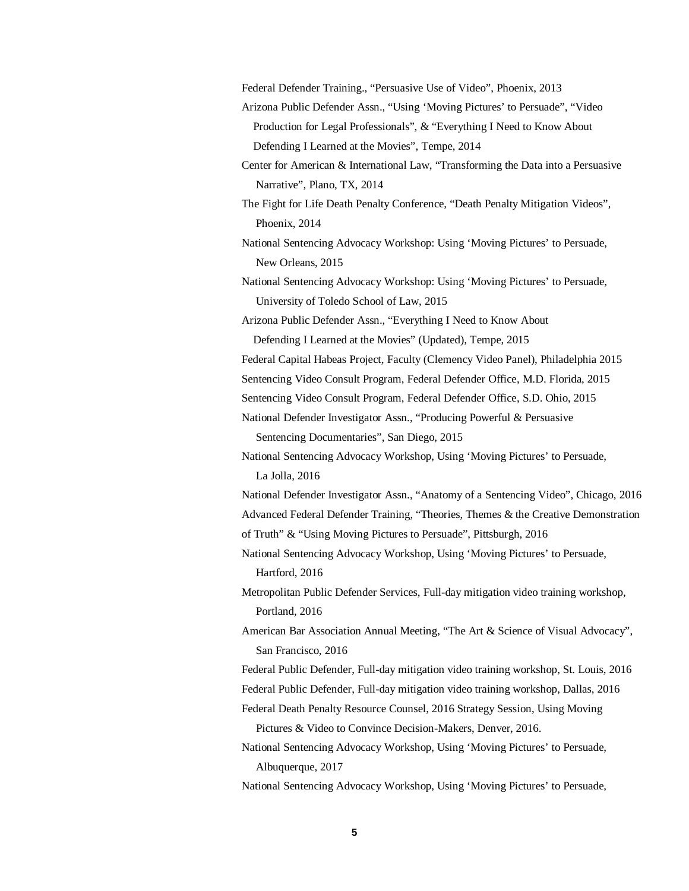Federal Defender Training., “Persuasive Use of Video”, Phoenix, 2013

Arizona Public Defender Assn., “Using ‘Moving Pictures’ to Persuade”, “Video Production for Legal Professionals”, & “Everything I Need to Know About Defending I Learned at the Movies”, Tempe, 2014

Center for American & International Law, “Transforming the Data into a Persuasive Narrative”, Plano, TX, 2014

The Fight for Life Death Penalty Conference, “Death Penalty Mitigation Videos”, Phoenix, 2014

National Sentencing Advocacy Workshop: Using ‘Moving Pictures’ to Persuade, New Orleans, 2015

National Sentencing Advocacy Workshop: Using ‘Moving Pictures’ to Persuade, University of Toledo School of Law, 2015

Arizona Public Defender Assn., “Everything I Need to Know About Defending I Learned at the Movies” (Updated), Tempe, 2015

Federal Capital Habeas Project, Faculty (Clemency Video Panel), Philadelphia 2015

Sentencing Video Consult Program, Federal Defender Office, M.D. Florida, 2015

Sentencing Video Consult Program, Federal Defender Office, S.D. Ohio, 2015

National Defender Investigator Assn., “Producing Powerful & Persuasive Sentencing Documentaries”, San Diego, 2015

National Sentencing Advocacy Workshop, Using ‘Moving Pictures’ to Persuade, La Jolla, 2016

National Defender Investigator Assn., “Anatomy of a Sentencing Video”, Chicago, 2016

Advanced Federal Defender Training, “Theories, Themes & the Creative Demonstration of Truth” & “Using Moving Pictures to Persuade”, Pittsburgh, 2016

National Sentencing Advocacy Workshop, Using ‘Moving Pictures’ to Persuade, Hartford, 2016

Metropolitan Public Defender Services, Full-day mitigation video training workshop, Portland, 2016

American Bar Association Annual Meeting, “The Art & Science of Visual Advocacy”, San Francisco, 2016

Federal Public Defender, Full-day mitigation video training workshop, St. Louis, 2016

Federal Public Defender, Full-day mitigation video training workshop, Dallas, 2016

Federal Death Penalty Resource Counsel, 2016 Strategy Session, Using Moving Pictures & Video to Convince Decision-Makers, Denver, 2016.

National Sentencing Advocacy Workshop, Using ‘Moving Pictures’ to Persuade, Albuquerque, 2017

National Sentencing Advocacy Workshop, Using ‘Moving Pictures’ to Persuade,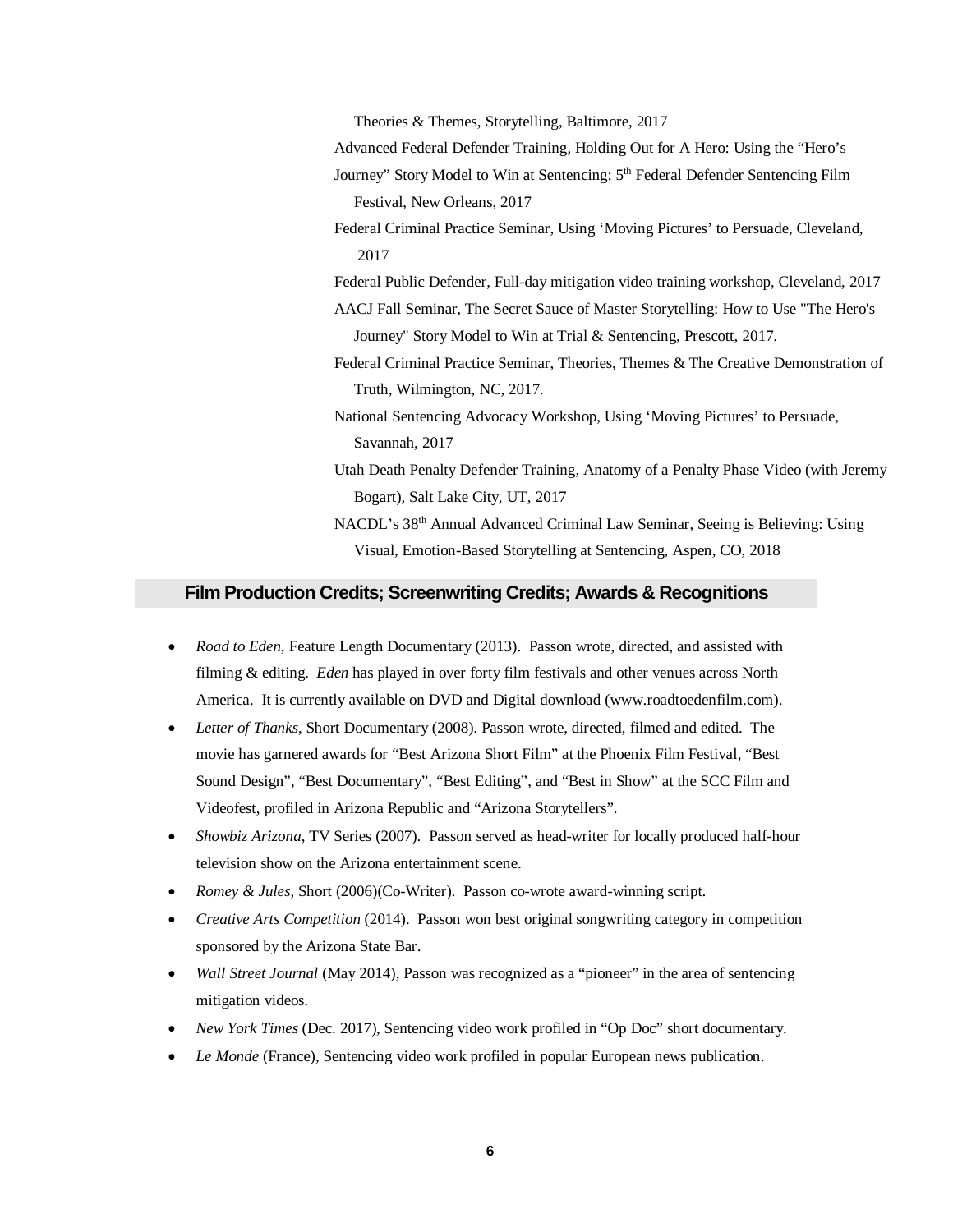Theories & Themes, Storytelling, Baltimore, 2017

Advanced Federal Defender Training, Holding Out for A Hero: Using the "Hero's Journey" Story Model to Win at Sentencing; 5th Federal Defender Sentencing Film Festival, New Orleans, 2017

Federal Criminal Practice Seminar, Using 'Moving Pictures' to Persuade, Cleveland, 2017

Federal Public Defender, Full-day mitigation video training workshop, Cleveland, 2017

AACJ Fall Seminar, The Secret Sauce of Master Storytelling: How to Use "The Hero's Journey" Story Model to Win at Trial & Sentencing, Prescott, 2017.

Federal Criminal Practice Seminar, Theories, Themes & The Creative Demonstration of Truth, Wilmington, NC, 2017.

National Sentencing Advocacy Workshop, Using 'Moving Pictures' to Persuade, Savannah, 2017

Utah Death Penalty Defender Training, Anatomy of a Penalty Phase Video (with Jeremy Bogart), Salt Lake City, UT, 2017

NACDL's 38th Annual Advanced Criminal Law Seminar, Seeing is Believing: Using Visual, Emotion-Based Storytelling at Sentencing, Aspen, CO, 2018

## Film Production Credits; Screenwriting Credits; Awards & Recognitions

- *Road to Eden*, Feature Length Documentary (2013). Passon wrote, directed, and assisted with filming & editing. *Eden* has played in over forty film festivals and other venues across North America. It is currently available on DVD and Digital download (www.roadtoedenfilm.com).
- *Letter of Thanks*, Short Documentary (2008). Passon wrote, directed, filmed and edited. The movie has garnered awards for "Best Arizona Short Film" at the Phoenix Film Festival, "Best Sound Design", "Best Documentary", "Best Editing", and "Best in Show" at the SCC Film and Videofest, profiled in Arizona Republic and "Arizona Storytellers".
- *Showbiz Arizona*, TV Series (2007). Passon served as head-writer for locally produced half-hour television show on the Arizona entertainment scene.
- *Romey & Jules*, Short (2006)(Co-Writer). Passon co-wrote award-winning script.
- *Creative Arts Competition* (2014). Passon won best original songwriting category in competition sponsored by the Arizona State Bar.
- *Wall Street Journal* (May 2014), Passon was recognized as a "pioneer" in the area of sentencing mitigation videos.
- *New York Times* (Dec. 2017), Sentencing video work profiled in "Op Doc" short documentary.
- *Le Monde* (France), Sentencing video work profiled in popular European news publication.